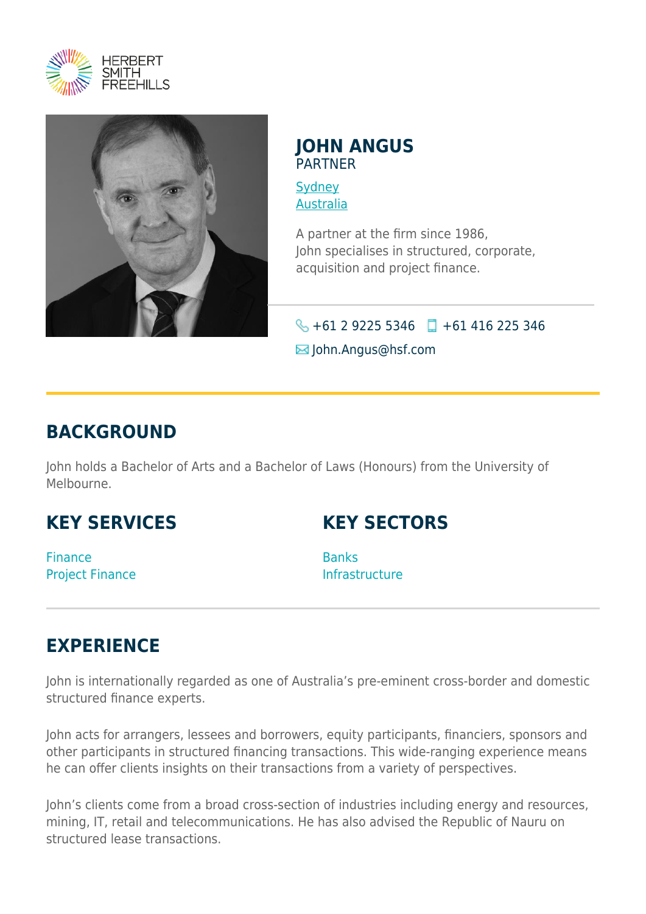# JOHN ANGUS

PARTNER

[Sydney](#)
[Australia](#)

A partner at the firm since 1986, John specialises in structured, corporate, acquisition and project finance.

+61 2 9225 5346 +61 416 225 346

John.Angus@hsf.com

## BACKGROUND

John holds a Bachelor of Arts and a Bachelor of Laws (Honours) from the University of Melbourne.

## KEY SERVICES

Finance
Project Finance

## KEY SECTORS

Banks
Infrastructure

## EXPERIENCE

John is internationally regarded as one of Australia's pre-eminent cross-border and domestic structured finance experts.

John acts for arrangers, lessees and borrowers, equity participants, financiers, sponsors and other participants in structured financing transactions. This wide-ranging experience means he can offer clients insights on their transactions from a variety of perspectives.

John's clients come from a broad cross-section of industries including energy and resources, mining, IT, retail and telecommunications. He has also advised the Republic of Nauru on structured lease transactions.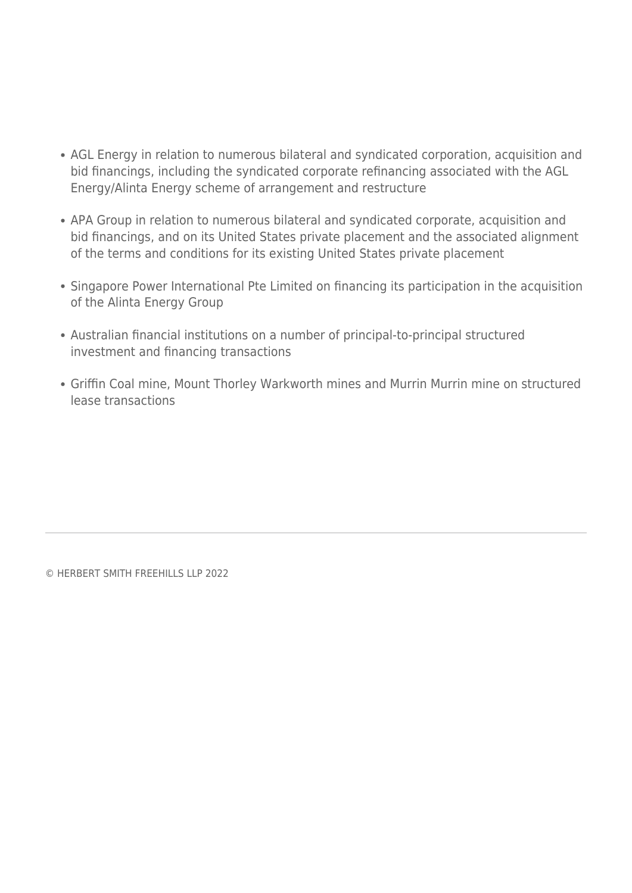- AGL Energy in relation to numerous bilateral and syndicated corporation, acquisition and bid financings, including the syndicated corporate refinancing associated with the AGL Energy/Alinta Energy scheme of arrangement and restructure
- APA Group in relation to numerous bilateral and syndicated corporate, acquisition and bid financings, and on its United States private placement and the associated alignment of the terms and conditions for its existing United States private placement
- Singapore Power International Pte Limited on financing its participation in the acquisition of the Alinta Energy Group
- Australian financial institutions on a number of principal-to-principal structured investment and financing transactions
- Griffin Coal mine, Mount Thorley Warkworth mines and Murrin Murrin mine on structured lease transactions

---

© HERBERT SMITH FREEHILLS LLP 2022